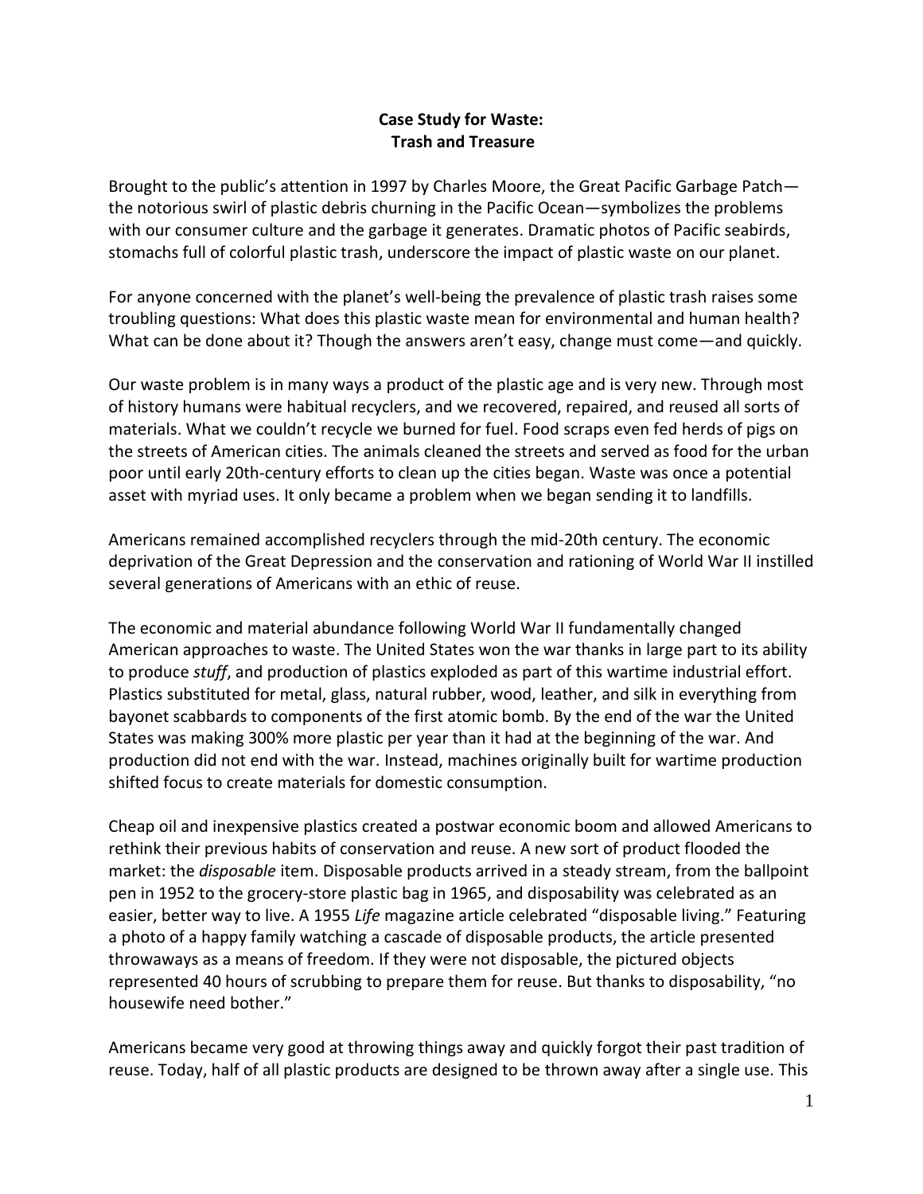# Case Study for Waste: Trash and Treasure

Brought to the public's attention in 1997 by Charles Moore, the Great Pacific Garbage Patch—the notorious swirl of plastic debris churning in the Pacific Ocean—symbolizes the problems with our consumer culture and the garbage it generates. Dramatic photos of Pacific seabirds, stomachs full of colorful plastic trash, underscore the impact of plastic waste on our planet.

For anyone concerned with the planet's well-being the prevalence of plastic trash raises some troubling questions: What does this plastic waste mean for environmental and human health? What can be done about it? Though the answers aren't easy, change must come—and quickly.

Our waste problem is in many ways a product of the plastic age and is very new. Through most of history humans were habitual recyclers, and we recovered, repaired, and reused all sorts of materials. What we couldn't recycle we burned for fuel. Food scraps even fed herds of pigs on the streets of American cities. The animals cleaned the streets and served as food for the urban poor until early 20th-century efforts to clean up the cities began. Waste was once a potential asset with myriad uses. It only became a problem when we began sending it to landfills.

Americans remained accomplished recyclers through the mid-20th century. The economic deprivation of the Great Depression and the conservation and rationing of World War II instilled several generations of Americans with an ethic of reuse.

The economic and material abundance following World War II fundamentally changed American approaches to waste. The United States won the war thanks in large part to its ability to produce *stuff*, and production of plastics exploded as part of this wartime industrial effort. Plastics substituted for metal, glass, natural rubber, wood, leather, and silk in everything from bayonet scabbards to components of the first atomic bomb. By the end of the war the United States was making 300% more plastic per year than it had at the beginning of the war. And production did not end with the war. Instead, machines originally built for wartime production shifted focus to create materials for domestic consumption.

Cheap oil and inexpensive plastics created a postwar economic boom and allowed Americans to rethink their previous habits of conservation and reuse. A new sort of product flooded the market: the *disposable* item. Disposable products arrived in a steady stream, from the ballpoint pen in 1952 to the grocery-store plastic bag in 1965, and disposability was celebrated as an easier, better way to live. A 1955 *Life* magazine article celebrated "disposable living." Featuring a photo of a happy family watching a cascade of disposable products, the article presented throwaways as a means of freedom. If they were not disposable, the pictured objects represented 40 hours of scrubbing to prepare them for reuse. But thanks to disposability, "no housewife need bother."

Americans became very good at throwing things away and quickly forgot their past tradition of reuse. Today, half of all plastic products are designed to be thrown away after a single use. This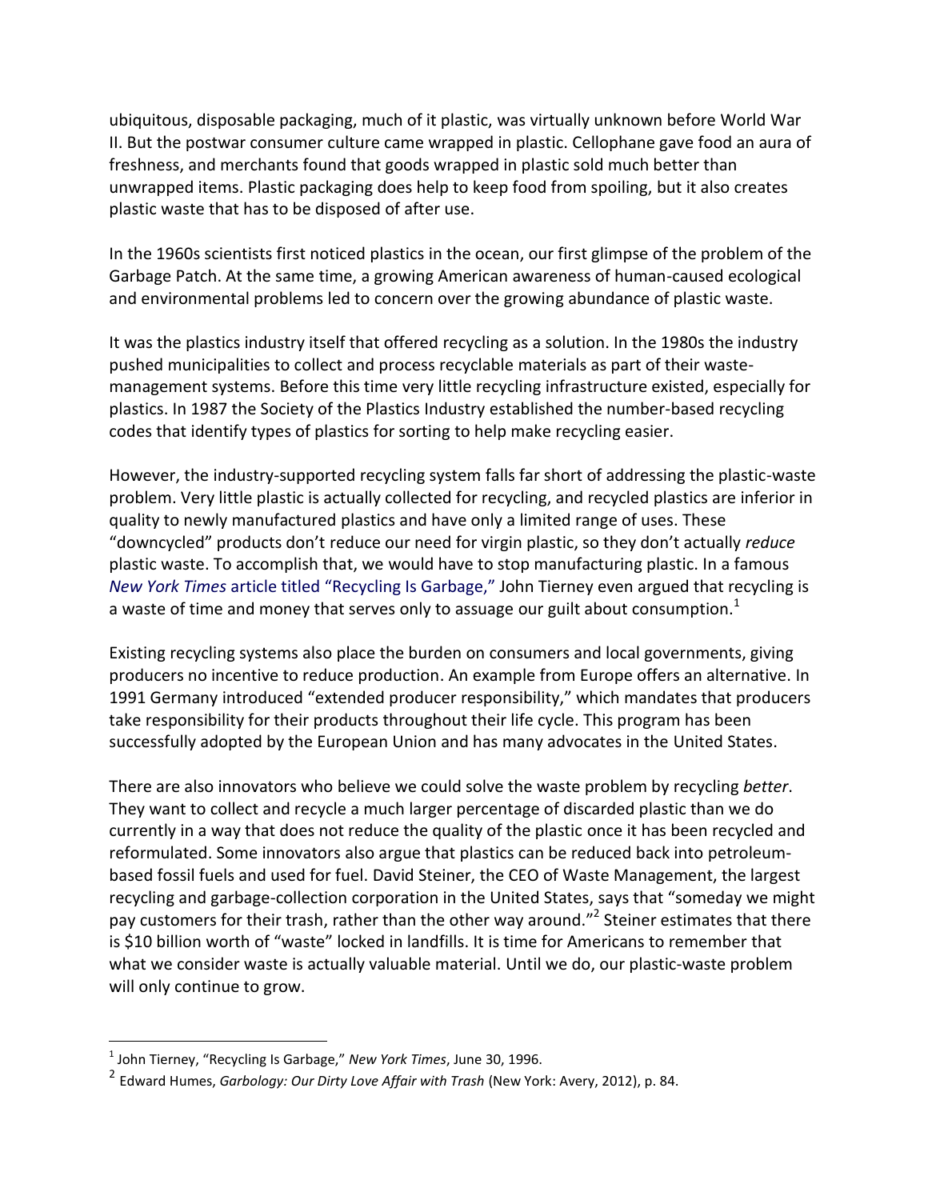ubiquitous, disposable packaging, much of it plastic, was virtually unknown before World War II. But the postwar consumer culture came wrapped in plastic. Cellophane gave food an aura of freshness, and merchants found that goods wrapped in plastic sold much better than unwrapped items. Plastic packaging does help to keep food from spoiling, but it also creates plastic waste that has to be disposed of after use.

In the 1960s scientists first noticed plastics in the ocean, our first glimpse of the problem of the Garbage Patch. At the same time, a growing American awareness of human-caused ecological and environmental problems led to concern over the growing abundance of plastic waste.

It was the plastics industry itself that offered recycling as a solution. In the 1980s the industry pushed municipalities to collect and process recyclable materials as part of their waste-management systems. Before this time very little recycling infrastructure existed, especially for plastics. In 1987 the Society of the Plastics Industry established the number-based recycling codes that identify types of plastics for sorting to help make recycling easier.

However, the industry-supported recycling system falls far short of addressing the plastic-waste problem. Very little plastic is actually collected for recycling, and recycled plastics are inferior in quality to newly manufactured plastics and have only a limited range of uses. These "downcycled" products don't reduce our need for virgin plastic, so they don't actually *reduce* plastic waste. To accomplish that, we would have to stop manufacturing plastic. In a famous *New York Times* article titled "Recycling Is Garbage," John Tierney even argued that recycling is a waste of time and money that serves only to assuage our guilt about consumption.[1]

Existing recycling systems also place the burden on consumers and local governments, giving producers no incentive to reduce production. An example from Europe offers an alternative. In 1991 Germany introduced "extended producer responsibility," which mandates that producers take responsibility for their products throughout their life cycle. This program has been successfully adopted by the European Union and has many advocates in the United States.

There are also innovators who believe we could solve the waste problem by recycling *better*. They want to collect and recycle a much larger percentage of discarded plastic than we do currently in a way that does not reduce the quality of the plastic once it has been recycled and reformulated. Some innovators also argue that plastics can be reduced back into petroleum-based fossil fuels and used for fuel. David Steiner, the CEO of Waste Management, the largest recycling and garbage-collection corporation in the United States, says that "someday we might pay customers for their trash, rather than the other way around."[2] Steiner estimates that there is $10 billion worth of "waste" locked in landfills. It is time for Americans to remember that what we consider waste is actually valuable material. Until we do, our plastic-waste problem will only continue to grow.

---

[1] John Tierney, "Recycling Is Garbage," *New York Times*, June 30, 1996.

[2] Edward Humes, *Garbology: Our Dirty Love Affair with Trash* (New York: Avery, 2012), p. 84.